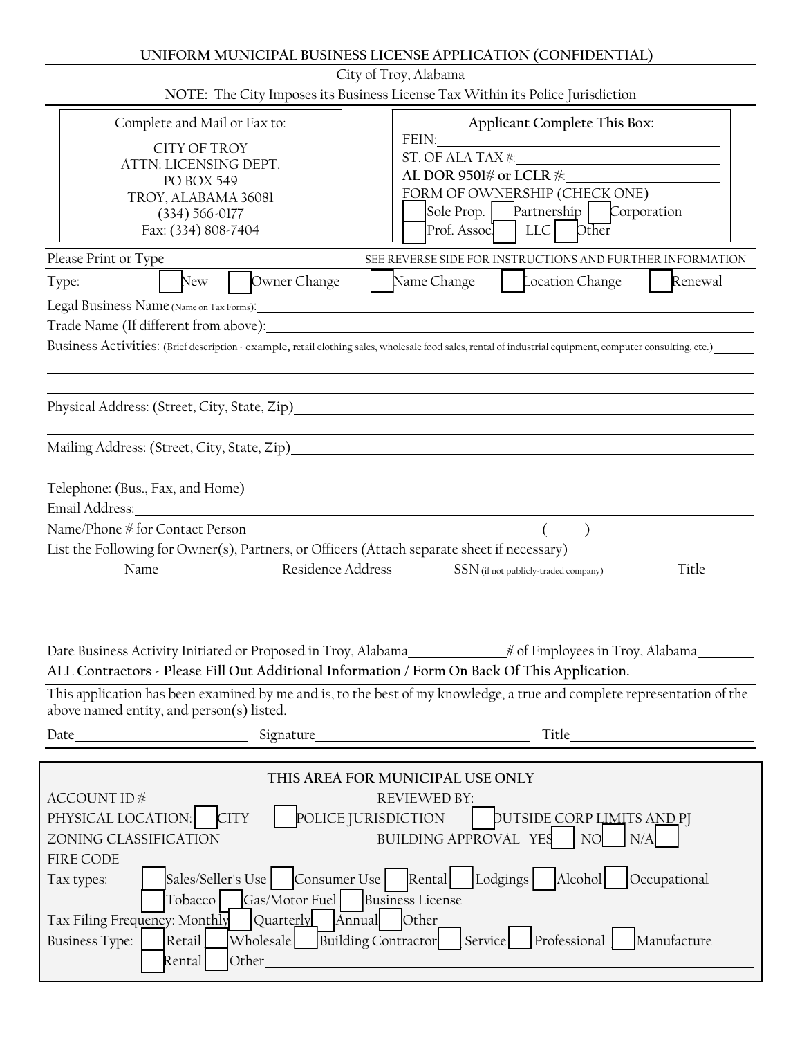# UNIFORM MUNICIPAL BUSINESS LICENSE APPLICATION (CONFIDENTIAL)

City of Troy, Alabama

**NOTE:** The City Imposes its Business License Tax Within its Police Jurisdiction

Complete and Mail or Fax to:

CITY OF TROY
ATTN: LICENSING DEPT.
PO BOX 549
TROY, ALABAMA 36081
(334) 566-0177
Fax: (334) 808-7404

**Applicant Complete This Box:**

FEIN: ____________________

ST. OF ALA TAX #: ____________________

**AL DOR 9501# or LCLR #**: ____________________

FORM OF OWNERSHIP (CHECK ONE)

☐ Sole Prop. ☐ Partnership ☐ Corporation
☐ Prof. Assoc ☐ LLC ☐ Other

Please Print or Type

SEE REVERSE SIDE FOR INSTRUCTIONS AND FURTHER INFORMATION

Type: ☐ New ☐ Owner Change ☐ Name Change ☐ Location Change ☐ Renewal

Legal Business Name (Name on Tax Forms): ____________________

Trade Name (If different from above): ____________________

Business Activities: (Brief description - example, retail clothing sales, wholesale food sales, rental of industrial equipment, computer consulting, etc.) ____________________

Physical Address: (Street, City, State, Zip) ____________________

Mailing Address: (Street, City, State, Zip) ____________________

Telephone: (Bus., Fax, and Home) ____________________

Email Address: ____________________

Name/Phone # for Contact Person ____________________ (     ) ____________

List the Following for Owner(s), Partners, or Officers (Attach separate sheet if necessary)

| Name | Residence Address | SSN (if not publicly-traded company) | Title |
|---|---|---|---|
| | | | |
| | | | |
| | | | |

Date Business Activity Initiated or Proposed in Troy, Alabama ____________ # of Employees in Troy, Alabama ________

**ALL Contractors - Please Fill Out Additional Information / Form On Back Of This Application.**

This application has been examined by me and is, to the best of my knowledge, a true and complete representation of the above named entity, and person(s) listed.

Date ____________________ Signature ____________________ Title ____________________

**THIS AREA FOR MUNICIPAL USE ONLY**

ACCOUNT ID # ____________________ REVIEWED BY: ____________________

PHYSICAL LOCATION: ☐ CITY ☐ POLICE JURISDICTION ☐ OUTSIDE CORP LIMITS AND PJ

ZONING CLASSIFICATION ____________________ BUILDING APPROVAL YES ☐ NO ☐ N/A ☐

FIRE CODE ____________________

Tax types: ☐ Sales/Seller's Use ☐ Consumer Use ☐ Rental ☐ Lodgings ☐ Alcohol ☐ Occupational
☐ Tobacco ☐ Gas/Motor Fuel ☐ Business License

Tax Filing Frequency: Monthly ☐ Quarterly ☐ Annual ☐ Other ____________________

Business Type: ☐ Retail ☐ Wholesale ☐ Building Contractor ☐ Service ☐ Professional ☐ Manufacture
☐ Rental ☐ Other ____________________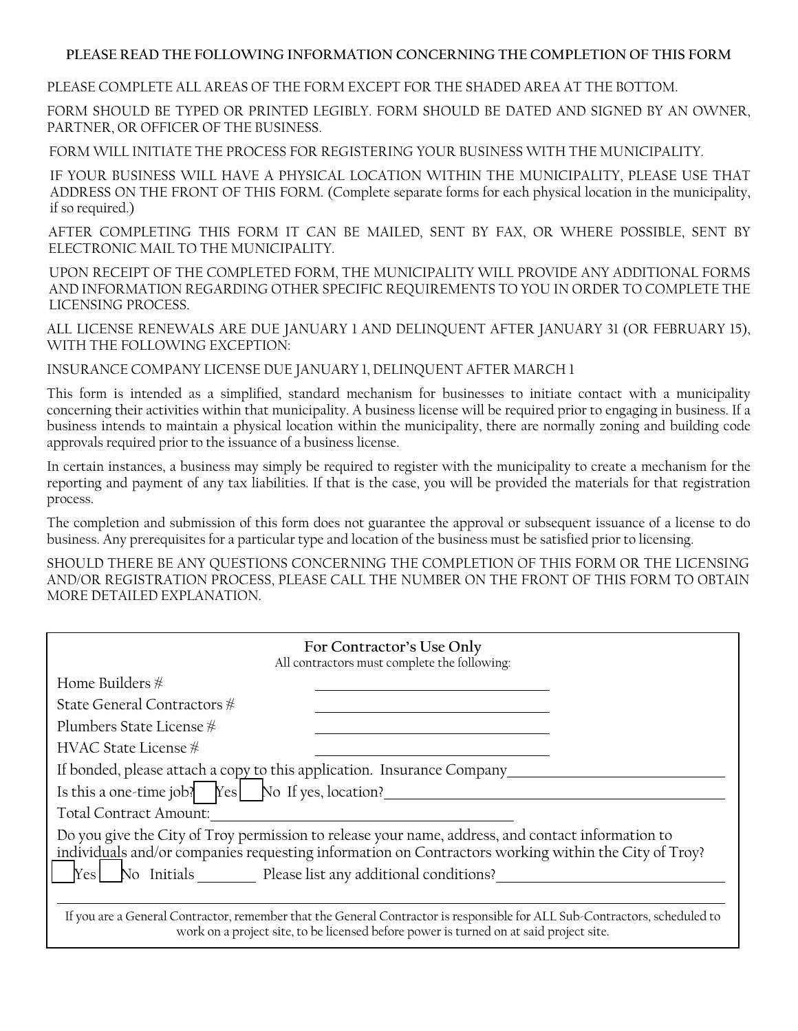**PLEASE READ THE FOLLOWING INFORMATION CONCERNING THE COMPLETION OF THIS FORM**

PLEASE COMPLETE ALL AREAS OF THE FORM EXCEPT FOR THE SHADED AREA AT THE BOTTOM.

FORM SHOULD BE TYPED OR PRINTED LEGIBLY. FORM SHOULD BE DATED AND SIGNED BY AN OWNER, PARTNER, OR OFFICER OF THE BUSINESS.

FORM WILL INITIATE THE PROCESS FOR REGISTERING YOUR BUSINESS WITH THE MUNICIPALITY.

IF YOUR BUSINESS WILL HAVE A PHYSICAL LOCATION WITHIN THE MUNICIPALITY, PLEASE USE THAT ADDRESS ON THE FRONT OF THIS FORM. (Complete separate forms for each physical location in the municipality, if so required.)

AFTER COMPLETING THIS FORM IT CAN BE MAILED, SENT BY FAX, OR WHERE POSSIBLE, SENT BY ELECTRONIC MAIL TO THE MUNICIPALITY.

UPON RECEIPT OF THE COMPLETED FORM, THE MUNICIPALITY WILL PROVIDE ANY ADDITIONAL FORMS AND INFORMATION REGARDING OTHER SPECIFIC REQUIREMENTS TO YOU IN ORDER TO COMPLETE THE LICENSING PROCESS.

ALL LICENSE RENEWALS ARE DUE JANUARY 1 AND DELINQUENT AFTER JANUARY 31 (OR FEBRUARY 15), WITH THE FOLLOWING EXCEPTION:

INSURANCE COMPANY LICENSE DUE JANUARY 1, DELINQUENT AFTER MARCH 1

This form is intended as a simplified, standard mechanism for businesses to initiate contact with a municipality concerning their activities within that municipality. A business license will be required prior to engaging in business. If a business intends to maintain a physical location within the municipality, there are normally zoning and building code approvals required prior to the issuance of a business license.

In certain instances, a business may simply be required to register with the municipality to create a mechanism for the reporting and payment of any tax liabilities. If that is the case, you will be provided the materials for that registration process.

The completion and submission of this form does not guarantee the approval or subsequent issuance of a license to do business. Any prerequisites for a particular type and location of the business must be satisfied prior to licensing.

SHOULD THERE BE ANY QUESTIONS CONCERNING THE COMPLETION OF THIS FORM OR THE LICENSING AND/OR REGISTRATION PROCESS, PLEASE CALL THE NUMBER ON THE FRONT OF THIS FORM TO OBTAIN MORE DETAILED EXPLANATION.

---

**For Contractor's Use Only**

All contractors must complete the following:

Home Builders # ____________________

State General Contractors # ____________________

Plumbers State License # ____________________

HVAC State License # ____________________

If bonded, please attach a copy to this application. Insurance Company ____________________

Is this a one-time job? ☐ Yes ☐ No If yes, location? ____________________

Total Contract Amount: ____________________

Do you give the City of Troy permission to release your name, address, and contact information to individuals and/or companies requesting information on Contractors working within the City of Troy?

☐ Yes ☐ No Initials ________ Please list any additional conditions? ____________________

If you are a General Contractor, remember that the General Contractor is responsible for ALL Sub-Contractors, scheduled to work on a project site, to be licensed before power is turned on at said project site.